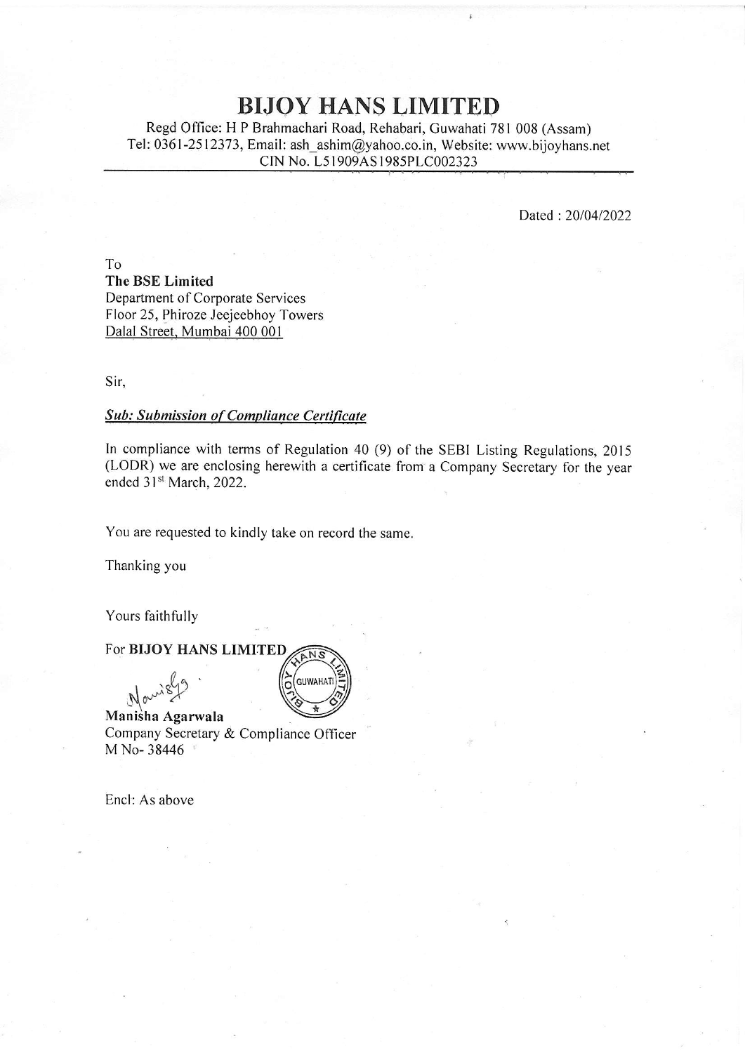# BIJOY HANS LIMITED

Regd Office: H P Brahmachari Road, Rehabari, Guwahati 781 008 (Assam)
Tel: 0361-2512373, Email: ash_ashim@yahoo.co.in, Website: www.bijoyhans.net
CIN No. L51909AS1985PLC002323

Dated : 20/04/2022

To
**The BSE Limited**
Department of Corporate Services
Floor 25, Phiroze Jeejeebhoy Towers
Dalal Street, Mumbai 400 001

Sir,

***Sub: Submission of Compliance Certificate***

In compliance with terms of Regulation 40 (9) of the SEBI Listing Regulations, 2015 (LODR) we are enclosing herewith a certificate from a Company Secretary for the year ended 31st March, 2022.

You are requested to kindly take on record the same.

Thanking you

Yours faithfully

For **BIJOY HANS LIMITED**

**Manisha Agarwala**
Company Secretary & Compliance Officer
M No- 38446

Encl: As above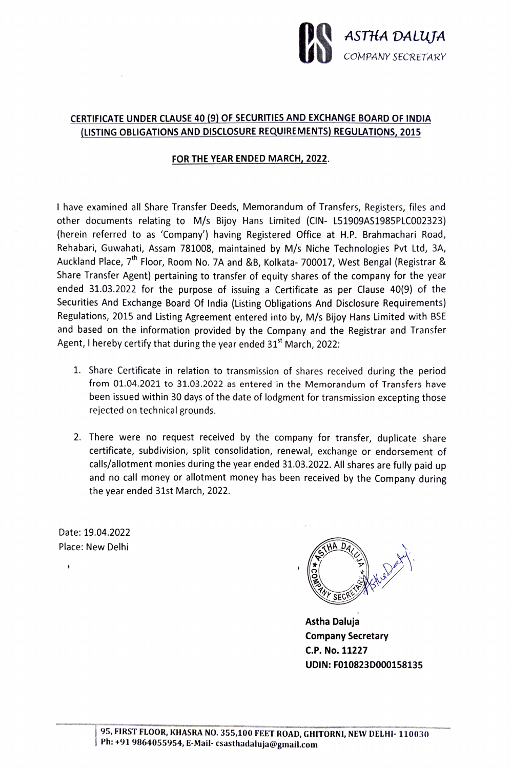ASTHA DALUJA
COMPANY SECRETARY

## CERTIFICATE UNDER CLAUSE 40 (9) OF SECURITIES AND EXCHANGE BOARD OF INDIA (LISTING OBLIGATIONS AND DISCLOSURE REQUIREMENTS) REGULATIONS, 2015

### FOR THE YEAR ENDED MARCH, 2022.

I have examined all Share Transfer Deeds, Memorandum of Transfers, Registers, files and other documents relating to M/s Bijoy Hans Limited (CIN- L51909AS1985PLC002323) (herein referred to as 'Company') having Registered Office at H.P. Brahmachari Road, Rehabari, Guwahati, Assam 781008, maintained by M/s Niche Technologies Pvt Ltd, 3A, Auckland Place, 7th Floor, Room No. 7A and &B, Kolkata- 700017, West Bengal (Registrar & Share Transfer Agent) pertaining to transfer of equity shares of the company for the year ended 31.03.2022 for the purpose of issuing a Certificate as per Clause 40(9) of the Securities And Exchange Board Of India (Listing Obligations And Disclosure Requirements) Regulations, 2015 and Listing Agreement entered into by, M/s Bijoy Hans Limited with BSE and based on the information provided by the Company and the Registrar and Transfer Agent, I hereby certify that during the year ended 31st March, 2022:

1. Share Certificate in relation to transmission of shares received during the period from 01.04.2021 to 31.03.2022 as entered in the Memorandum of Transfers have been issued within 30 days of the date of lodgment for transmission excepting those rejected on technical grounds.

2. There were no request received by the company for transfer, duplicate share certificate, subdivision, split consolidation, renewal, exchange or endorsement of calls/allotment monies during the year ended 31.03.2022. All shares are fully paid up and no call money or allotment money has been received by the Company during the year ended 31st March, 2022.

Date: 19.04.2022
Place: New Delhi

**Astha Daluja**
**Company Secretary**
**C.P. No. 11227**
**UDIN: F010823D000158135**

95, FIRST FLOOR, KHASRA NO. 355,100 FEET ROAD, GHITORNI, NEW DELHI- 110030
Ph: +91 9864055954, E-Mail- csasthadaluja@gmail.com